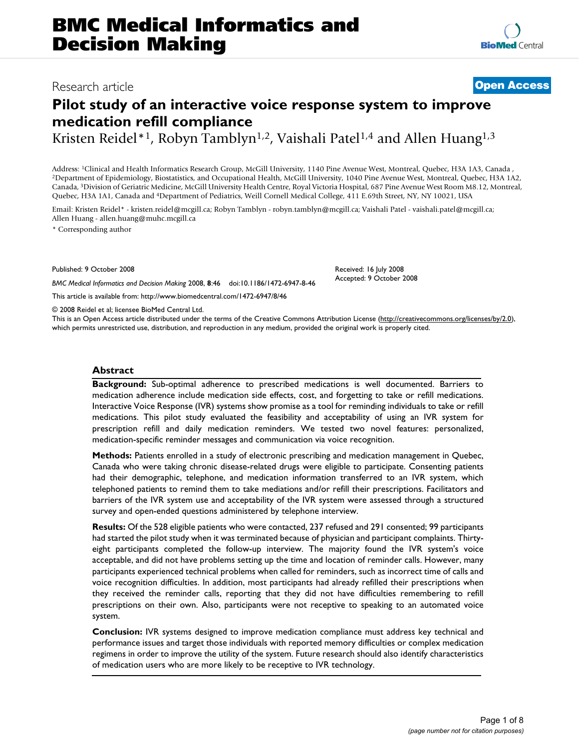# BMC Medical Informatics and Decision Making

Research article

**Open Access**

# Pilot study of an interactive voice response system to improve medication refill compliance

Kristen Reidel*[1], Robyn Tamblyn[1,2], Vaishali Patel[1,4] and Allen Huang[1,3]

Address: [1]Clinical and Health Informatics Research Group, McGill University, 1140 Pine Avenue West, Montreal, Quebec, H3A 1A3, Canada , [2]Department of Epidemiology, Biostatistics, and Occupational Health, McGill University, 1040 Pine Avenue West, Montreal, Quebec, H3A 1A2, Canada, [3]Division of Geriatric Medicine, McGill University Health Centre, Royal Victoria Hospital, 687 Pine Avenue West Room M8.12, Montreal, Quebec, H3A 1A1, Canada and [4]Department of Pediatrics, Weill Cornell Medical College, 411 E.69th Street, NY, NY 10021, USA

Email: Kristen Reidel* - kristen.reidel@mcgill.ca; Robyn Tamblyn - robyn.tamblyn@mcgill.ca; Vaishali Patel - vaishali.patel@mcgill.ca; Allen Huang - allen.huang@muhc.mcgill.ca

\* Corresponding author

Published: 9 October 2008

*BMC Medical Informatics and Decision Making* 2008, **8**:46 doi:10.1186/1472-6947-8-46

This article is available from: http://www.biomedcentral.com/1472-6947/8/46

Received: 16 July 2008
Accepted: 9 October 2008

© 2008 Reidel et al; licensee BioMed Central Ltd.

This is an Open Access article distributed under the terms of the Creative Commons Attribution License (http://creativecommons.org/licenses/by/2.0), which permits unrestricted use, distribution, and reproduction in any medium, provided the original work is properly cited.

## Abstract

**Background:** Sub-optimal adherence to prescribed medications is well documented. Barriers to medication adherence include medication side effects, cost, and forgetting to take or refill medications. Interactive Voice Response (IVR) systems show promise as a tool for reminding individuals to take or refill medications. This pilot study evaluated the feasibility and acceptability of using an IVR system for prescription refill and daily medication reminders. We tested two novel features: personalized, medication-specific reminder messages and communication via voice recognition.

**Methods:** Patients enrolled in a study of electronic prescribing and medication management in Quebec, Canada who were taking chronic disease-related drugs were eligible to participate. Consenting patients had their demographic, telephone, and medication information transferred to an IVR system, which telephoned patients to remind them to take mediations and/or refill their prescriptions. Facilitators and barriers of the IVR system use and acceptability of the IVR system were assessed through a structured survey and open-ended questions administered by telephone interview.

**Results:** Of the 528 eligible patients who were contacted, 237 refused and 291 consented; 99 participants had started the pilot study when it was terminated because of physician and participant complaints. Thirty-eight participants completed the follow-up interview. The majority found the IVR system's voice acceptable, and did not have problems setting up the time and location of reminder calls. However, many participants experienced technical problems when called for reminders, such as incorrect time of calls and voice recognition difficulties. In addition, most participants had already refilled their prescriptions when they received the reminder calls, reporting that they did not have difficulties remembering to refill prescriptions on their own. Also, participants were not receptive to speaking to an automated voice system.

**Conclusion:** IVR systems designed to improve medication compliance must address key technical and performance issues and target those individuals with reported memory difficulties or complex medication regimens in order to improve the utility of the system. Future research should also identify characteristics of medication users who are more likely to be receptive to IVR technology.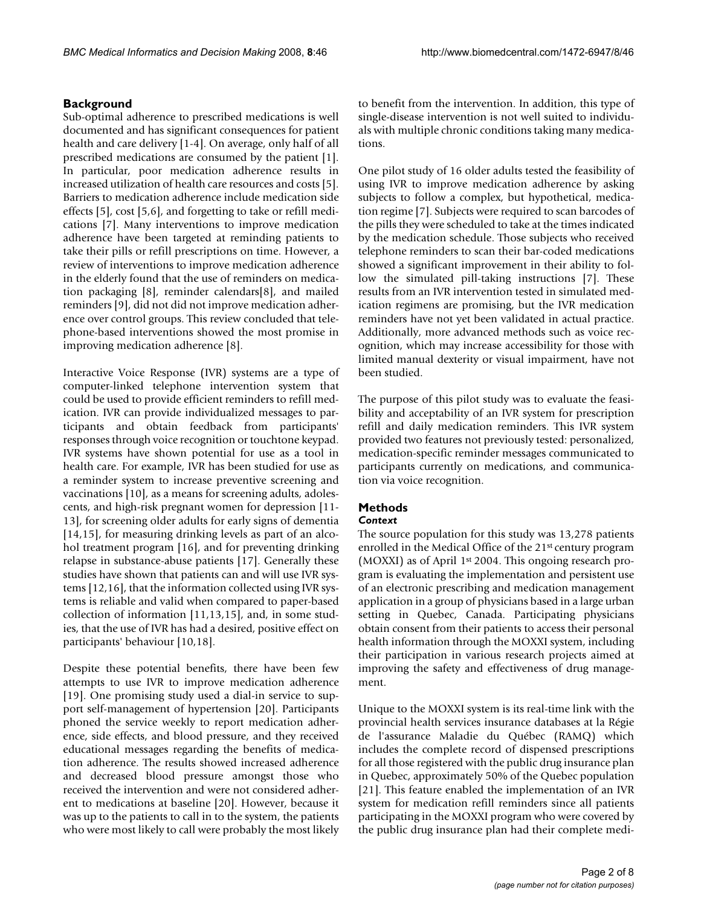## Background

Sub-optimal adherence to prescribed medications is well documented and has significant consequences for patient health and care delivery [1-4]. On average, only half of all prescribed medications are consumed by the patient [1]. In particular, poor medication adherence results in increased utilization of health care resources and costs [5]. Barriers to medication adherence include medication side effects [5], cost [5,6], and forgetting to take or refill medications [7]. Many interventions to improve medication adherence have been targeted at reminding patients to take their pills or refill prescriptions on time. However, a review of interventions to improve medication adherence in the elderly found that the use of reminders on medication packaging [8], reminder calendars[8], and mailed reminders [9], did not did not improve medication adherence over control groups. This review concluded that telephone-based interventions showed the most promise in improving medication adherence [8].

Interactive Voice Response (IVR) systems are a type of computer-linked telephone intervention system that could be used to provide efficient reminders to refill medication. IVR can provide individualized messages to participants and obtain feedback from participants' responses through voice recognition or touchtone keypad. IVR systems have shown potential for use as a tool in health care. For example, IVR has been studied for use as a reminder system to increase preventive screening and vaccinations [10], as a means for screening adults, adolescents, and high-risk pregnant women for depression [11-13], for screening older adults for early signs of dementia [14,15], for measuring drinking levels as part of an alcohol treatment program [16], and for preventing drinking relapse in substance-abuse patients [17]. Generally these studies have shown that patients can and will use IVR systems [12,16], that the information collected using IVR systems is reliable and valid when compared to paper-based collection of information [11,13,15], and, in some studies, that the use of IVR has had a desired, positive effect on participants' behaviour [10,18].

Despite these potential benefits, there have been few attempts to use IVR to improve medication adherence [19]. One promising study used a dial-in service to support self-management of hypertension [20]. Participants phoned the service weekly to report medication adherence, side effects, and blood pressure, and they received educational messages regarding the benefits of medication adherence. The results showed increased adherence and decreased blood pressure amongst those who received the intervention and were not considered adherent to medications at baseline [20]. However, because it was up to the patients to call in to the system, the patients who were most likely to call were probably the most likely to benefit from the intervention. In addition, this type of single-disease intervention is not well suited to individuals with multiple chronic conditions taking many medications.

One pilot study of 16 older adults tested the feasibility of using IVR to improve medication adherence by asking subjects to follow a complex, but hypothetical, medication regime [7]. Subjects were required to scan barcodes of the pills they were scheduled to take at the times indicated by the medication schedule. Those subjects who received telephone reminders to scan their bar-coded medications showed a significant improvement in their ability to follow the simulated pill-taking instructions [7]. These results from an IVR intervention tested in simulated medication regimens are promising, but the IVR medication reminders have not yet been validated in actual practice. Additionally, more advanced methods such as voice recognition, which may increase accessibility for those with limited manual dexterity or visual impairment, have not been studied.

The purpose of this pilot study was to evaluate the feasibility and acceptability of an IVR system for prescription refill and daily medication reminders. This IVR system provided two features not previously tested: personalized, medication-specific reminder messages communicated to participants currently on medications, and communication via voice recognition.

## Methods

### *Context*

The source population for this study was 13,278 patients enrolled in the Medical Office of the 21st century program (MOXXI) as of April 1st 2004. This ongoing research program is evaluating the implementation and persistent use of an electronic prescribing and medication management application in a group of physicians based in a large urban setting in Quebec, Canada. Participating physicians obtain consent from their patients to access their personal health information through the MOXXI system, including their participation in various research projects aimed at improving the safety and effectiveness of drug management.

Unique to the MOXXI system is its real-time link with the provincial health services insurance databases at la Régie de l'assurance Maladie du Québec (RAMQ) which includes the complete record of dispensed prescriptions for all those registered with the public drug insurance plan in Quebec, approximately 50% of the Quebec population [21]. This feature enabled the implementation of an IVR system for medication refill reminders since all patients participating in the MOXXI program who were covered by the public drug insurance plan had their complete medi-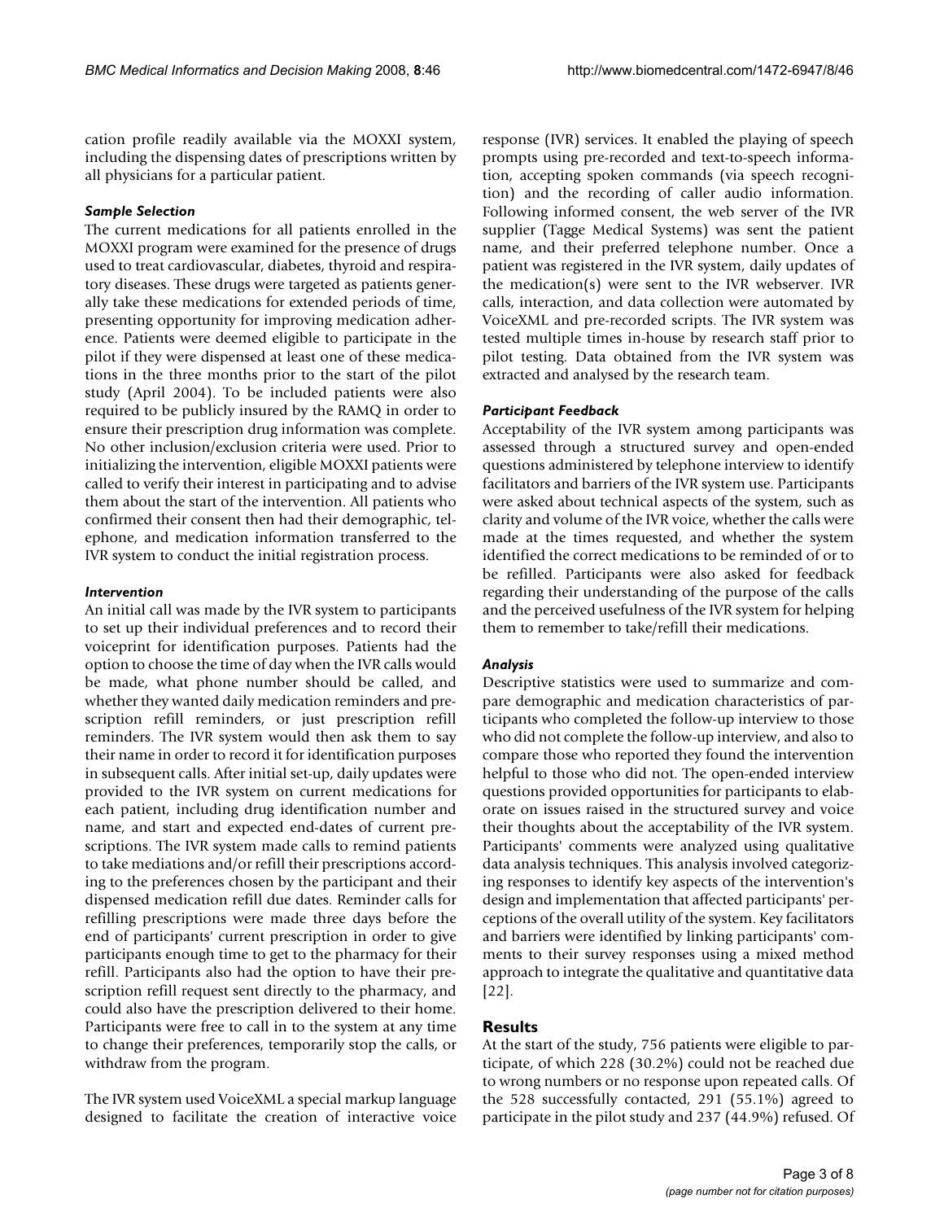cation profile readily available via the MOXXI system, including the dispensing dates of prescriptions written by all physicians for a particular patient.

### *Sample Selection*

The current medications for all patients enrolled in the MOXXI program were examined for the presence of drugs used to treat cardiovascular, diabetes, thyroid and respiratory diseases. These drugs were targeted as patients generally take these medications for extended periods of time, presenting opportunity for improving medication adherence. Patients were deemed eligible to participate in the pilot if they were dispensed at least one of these medications in the three months prior to the start of the pilot study (April 2004). To be included patients were also required to be publicly insured by the RAMQ in order to ensure their prescription drug information was complete. No other inclusion/exclusion criteria were used. Prior to initializing the intervention, eligible MOXXI patients were called to verify their interest in participating and to advise them about the start of the intervention. All patients who confirmed their consent then had their demographic, telephone, and medication information transferred to the IVR system to conduct the initial registration process.

### *Intervention*

An initial call was made by the IVR system to participants to set up their individual preferences and to record their voiceprint for identification purposes. Patients had the option to choose the time of day when the IVR calls would be made, what phone number should be called, and whether they wanted daily medication reminders and prescription refill reminders, or just prescription refill reminders. The IVR system would then ask them to say their name in order to record it for identification purposes in subsequent calls. After initial set-up, daily updates were provided to the IVR system on current medications for each patient, including drug identification number and name, and start and expected end-dates of current prescriptions. The IVR system made calls to remind patients to take mediations and/or refill their prescriptions according to the preferences chosen by the participant and their dispensed medication refill due dates. Reminder calls for refilling prescriptions were made three days before the end of participants' current prescription in order to give participants enough time to get to the pharmacy for their refill. Participants also had the option to have their prescription refill request sent directly to the pharmacy, and could also have the prescription delivered to their home. Participants were free to call in to the system at any time to change their preferences, temporarily stop the calls, or withdraw from the program.

The IVR system used VoiceXML a special markup language designed to facilitate the creation of interactive voice response (IVR) services. It enabled the playing of speech prompts using pre-recorded and text-to-speech information, accepting spoken commands (via speech recognition) and the recording of caller audio information. Following informed consent, the web server of the IVR supplier (Tagge Medical Systems) was sent the patient name, and their preferred telephone number. Once a patient was registered in the IVR system, daily updates of the medication(s) were sent to the IVR webserver. IVR calls, interaction, and data collection were automated by VoiceXML and pre-recorded scripts. The IVR system was tested multiple times in-house by research staff prior to pilot testing. Data obtained from the IVR system was extracted and analysed by the research team.

### *Participant Feedback*

Acceptability of the IVR system among participants was assessed through a structured survey and open-ended questions administered by telephone interview to identify facilitators and barriers of the IVR system use. Participants were asked about technical aspects of the system, such as clarity and volume of the IVR voice, whether the calls were made at the times requested, and whether the system identified the correct medications to be reminded of or to be refilled. Participants were also asked for feedback regarding their understanding of the purpose of the calls and the perceived usefulness of the IVR system for helping them to remember to take/refill their medications.

### *Analysis*

Descriptive statistics were used to summarize and compare demographic and medication characteristics of participants who completed the follow-up interview to those who did not complete the follow-up interview, and also to compare those who reported they found the intervention helpful to those who did not. The open-ended interview questions provided opportunities for participants to elaborate on issues raised in the structured survey and voice their thoughts about the acceptability of the IVR system. Participants' comments were analyzed using qualitative data analysis techniques. This analysis involved categorizing responses to identify key aspects of the intervention's design and implementation that affected participants' perceptions of the overall utility of the system. Key facilitators and barriers were identified by linking participants' comments to their survey responses using a mixed method approach to integrate the qualitative and quantitative data [22].

## Results

At the start of the study, 756 patients were eligible to participate, of which 228 (30.2%) could not be reached due to wrong numbers or no response upon repeated calls. Of the 528 successfully contacted, 291 (55.1%) agreed to participate in the pilot study and 237 (44.9%) refused. Of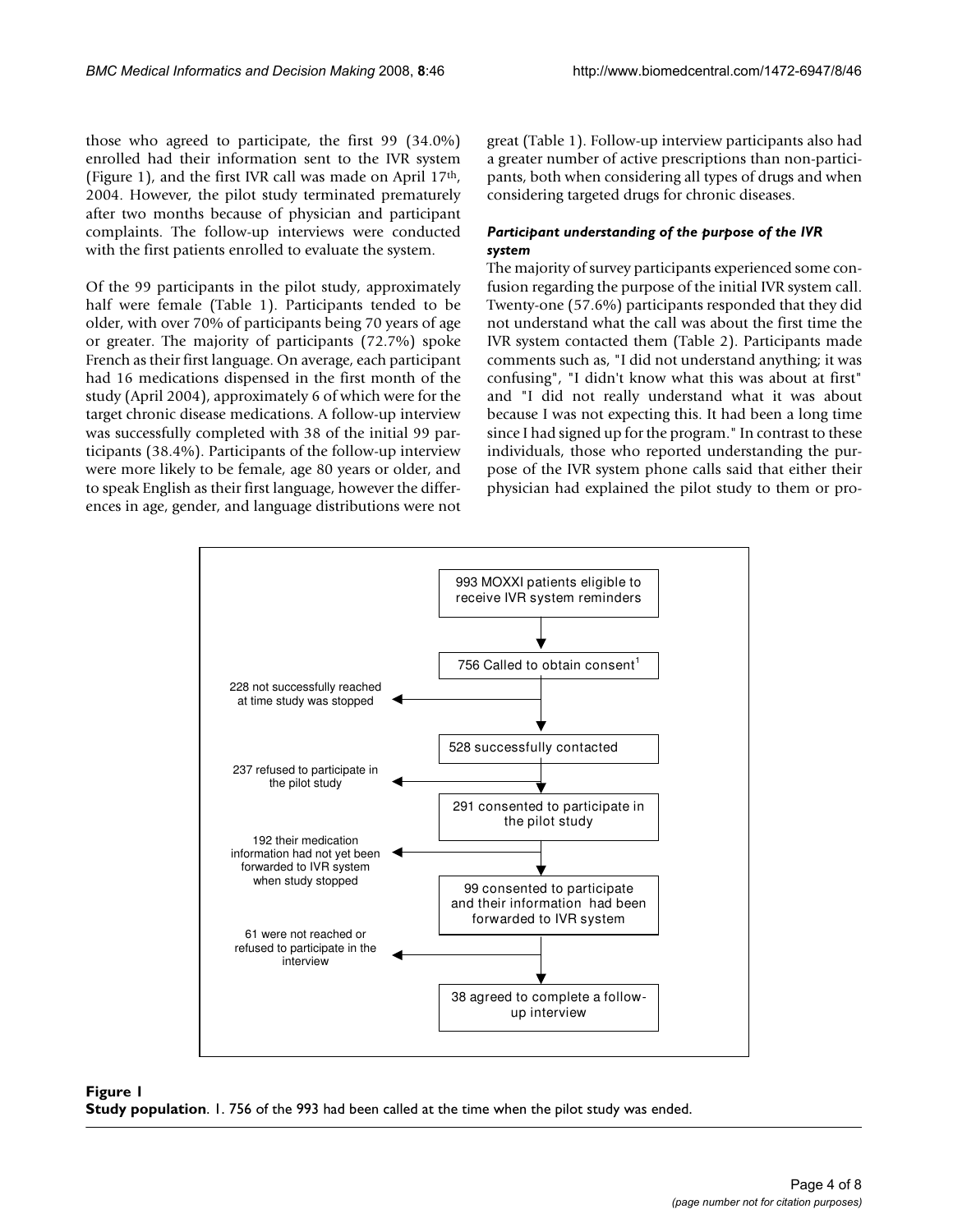those who agreed to participate, the first 99 (34.0%) enrolled had their information sent to the IVR system (Figure 1), and the first IVR call was made on April 17th, 2004. However, the pilot study terminated prematurely after two months because of physician and participant complaints. The follow-up interviews were conducted with the first patients enrolled to evaluate the system.

Of the 99 participants in the pilot study, approximately half were female (Table 1). Participants tended to be older, with over 70% of participants being 70 years of age or greater. The majority of participants (72.7%) spoke French as their first language. On average, each participant had 16 medications dispensed in the first month of the study (April 2004), approximately 6 of which were for the target chronic disease medications. A follow-up interview was successfully completed with 38 of the initial 99 participants (38.4%). Participants of the follow-up interview were more likely to be female, age 80 years or older, and to speak English as their first language, however the differences in age, gender, and language distributions were not great (Table 1). Follow-up interview participants also had a greater number of active prescriptions than non-participants, both when considering all types of drugs and when considering targeted drugs for chronic diseases.

### *Participant understanding of the purpose of the IVR system*

The majority of survey participants experienced some confusion regarding the purpose of the initial IVR system call. Twenty-one (57.6%) participants responded that they did not understand what the call was about the first time the IVR system contacted them (Table 2). Participants made comments such as, "I did not understand anything; it was confusing", "I didn't know what this was about at first" and "I did not really understand what it was about because I was not expecting this. It had been a long time since I had signed up for the program." In contrast to these individuals, those who reported understanding the purpose of the IVR system phone calls said that either their physician had explained the pilot study to them or pro-

993 MOXXI patients eligible to receive IVR system reminders
→ 756 Called to obtain consent[1]
  - 228 not successfully reached at time study was stopped
→ 528 successfully contacted
  - 237 refused to participate in the pilot study
→ 291 consented to participate in the pilot study
  - 192 their medication information had not yet been forwarded to IVR system when study stopped
→ 99 consented to participate and their information had been forwarded to IVR system
  - 61 were not reached or refused to participate in the interview
→ 38 agreed to complete a follow-up interview

**Figure 1**
**Study population**. 1. 756 of the 993 had been called at the time when the pilot study was ended.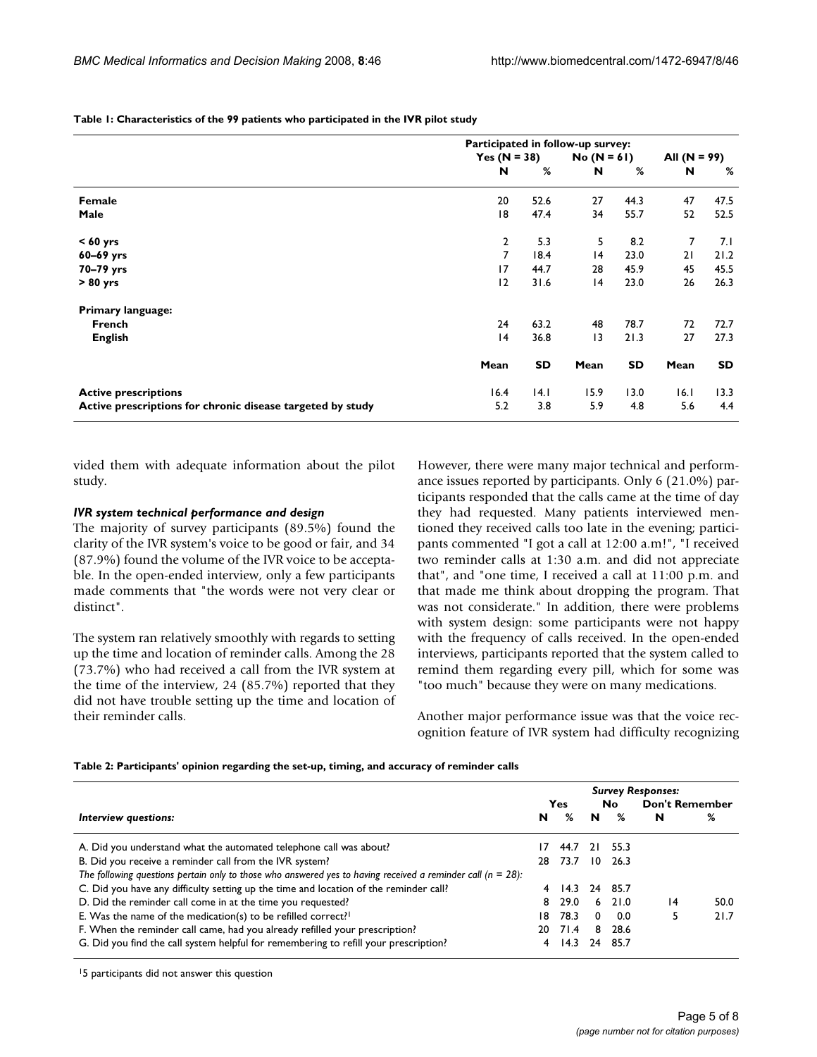**Table 1: Characteristics of the 99 patients who participated in the IVR pilot study**

| | Participated in follow-up survey: | | | | | |
|---|---|---|---|---|---|---|
| | Yes (N = 38) | | No (N = 61) | | All (N = 99) | |
| | N | % | N | % | N | % |
| **Female** | 20 | 52.6 | 27 | 44.3 | 47 | 47.5 |
| **Male** | 18 | 47.4 | 34 | 55.7 | 52 | 52.5 |
| **< 60 yrs** | 2 | 5.3 | 5 | 8.2 | 7 | 7.1 |
| **60–69 yrs** | 7 | 18.4 | 14 | 23.0 | 21 | 21.2 |
| **70–79 yrs** | 17 | 44.7 | 28 | 45.9 | 45 | 45.5 |
| **> 80 yrs** | 12 | 31.6 | 14 | 23.0 | 26 | 26.3 |
| **Primary language:** | | | | | | |
| **French** | 24 | 63.2 | 48 | 78.7 | 72 | 72.7 |
| **English** | 14 | 36.8 | 13 | 21.3 | 27 | 27.3 |
| | **Mean** | **SD** | **Mean** | **SD** | **Mean** | **SD** |
| **Active prescriptions** | 16.4 | 14.1 | 15.9 | 13.0 | 16.1 | 13.3 |
| **Active prescriptions for chronic disease targeted by study** | 5.2 | 3.8 | 5.9 | 4.8 | 5.6 | 4.4 |

vided them with adequate information about the pilot study.

### *IVR system technical performance and design*

The majority of survey participants (89.5%) found the clarity of the IVR system's voice to be good or fair, and 34 (87.9%) found the volume of the IVR voice to be acceptable. In the open-ended interview, only a few participants made comments that "the words were not very clear or distinct".

The system ran relatively smoothly with regards to setting up the time and location of reminder calls. Among the 28 (73.7%) who had received a call from the IVR system at the time of the interview, 24 (85.7%) reported that they did not have trouble setting up the time and location of their reminder calls.

However, there were many major technical and performance issues reported by participants. Only 6 (21.0%) participants responded that the calls came at the time of day they had requested. Many patients interviewed mentioned they received calls too late in the evening; participants commented "I got a call at 12:00 a.m!", "I received two reminder calls at 1:30 a.m. and did not appreciate that", and "one time, I received a call at 11:00 p.m. and that made me think about dropping the program. That was not considerate." In addition, there were problems with system design: some participants were not happy with the frequency of calls received. In the open-ended interviews, participants reported that the system called to remind them regarding every pill, which for some was "too much" because they were on many medications.

Another major performance issue was that the voice recognition feature of IVR system had difficulty recognizing

**Table 2: Participants' opinion regarding the set-up, timing, and accuracy of reminder calls**

| | Survey Responses: | | | | | |
|---|---|---|---|---|---|---|
| | Yes | | No | | Don't Remember | |
| *Interview questions:* | N | % | N | % | N | % |
| A. Did you understand what the automated telephone call was about? | 17 | 44.7 | 21 | 55.3 | | |
| B. Did you receive a reminder call from the IVR system? | 28 | 73.7 | 10 | 26.3 | | |
| *The following questions pertain only to those who answered yes to having received a reminder call (n = 28):* | | | | | | |
| C. Did you have any difficulty setting up the time and location of the reminder call? | 4 | 14.3 | 24 | 85.7 | | |
| D. Did the reminder call come in at the time you requested? | 8 | 29.0 | 6 | 21.0 | 14 | 50.0 |
| E. Was the name of the medication(s) to be refilled correct?[1] | 18 | 78.3 | 0 | 0.0 | 5 | 21.7 |
| F. When the reminder call came, had you already refilled your prescription? | 20 | 71.4 | 8 | 28.6 | | |
| G. Did you find the call system helpful for remembering to refill your prescription? | 4 | 14.3 | 24 | 85.7 | | |

[1]5 participants did not answer this question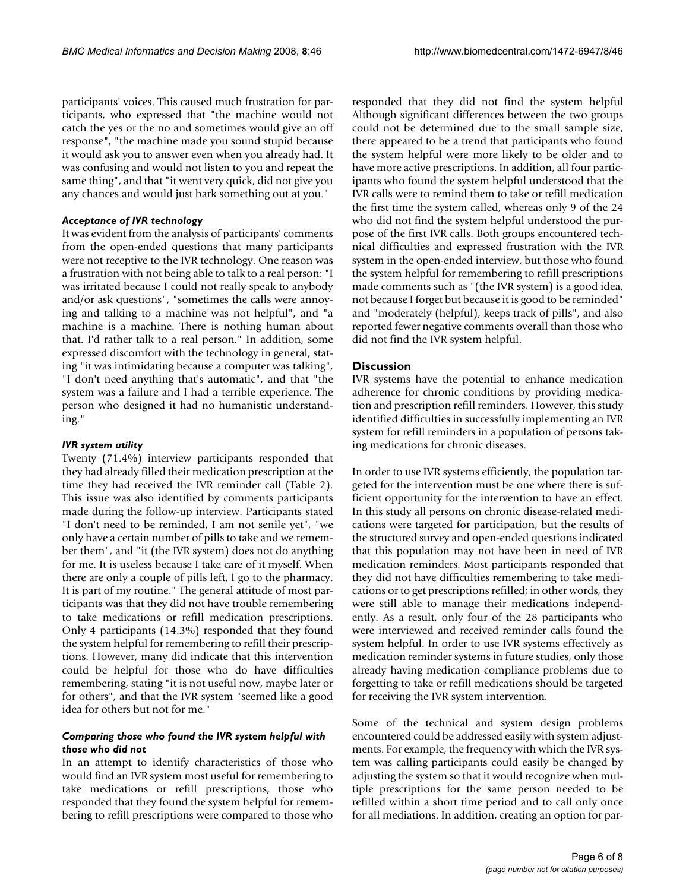participants' voices. This caused much frustration for participants, who expressed that "the machine would not catch the yes or the no and sometimes would give an off response", "the machine made you sound stupid because it would ask you to answer even when you already had. It was confusing and would not listen to you and repeat the same thing", and that "it went very quick, did not give you any chances and would just bark something out at you."

### *Acceptance of IVR technology*

It was evident from the analysis of participants' comments from the open-ended questions that many participants were not receptive to the IVR technology. One reason was a frustration with not being able to talk to a real person: "I was irritated because I could not really speak to anybody and/or ask questions", "sometimes the calls were annoying and talking to a machine was not helpful", and "a machine is a machine. There is nothing human about that. I'd rather talk to a real person." In addition, some expressed discomfort with the technology in general, stating "it was intimidating because a computer was talking", "I don't need anything that's automatic", and that "the system was a failure and I had a terrible experience. The person who designed it had no humanistic understanding."

### *IVR system utility*

Twenty (71.4%) interview participants responded that they had already filled their medication prescription at the time they had received the IVR reminder call (Table 2). This issue was also identified by comments participants made during the follow-up interview. Participants stated "I don't need to be reminded, I am not senile yet", "we only have a certain number of pills to take and we remember them", and "it (the IVR system) does not do anything for me. It is useless because I take care of it myself. When there are only a couple of pills left, I go to the pharmacy. It is part of my routine." The general attitude of most participants was that they did not have trouble remembering to take medications or refill medication prescriptions. Only 4 participants (14.3%) responded that they found the system helpful for remembering to refill their prescriptions. However, many did indicate that this intervention could be helpful for those who do have difficulties remembering, stating "it is not useful now, maybe later or for others", and that the IVR system "seemed like a good idea for others but not for me."

### *Comparing those who found the IVR system helpful with those who did not*

In an attempt to identify characteristics of those who would find an IVR system most useful for remembering to take medications or refill prescriptions, those who responded that they found the system helpful for remembering to refill prescriptions were compared to those who responded that they did not find the system helpful Although significant differences between the two groups could not be determined due to the small sample size, there appeared to be a trend that participants who found the system helpful were more likely to be older and to have more active prescriptions. In addition, all four participants who found the system helpful understood that the IVR calls were to remind them to take or refill medication the first time the system called, whereas only 9 of the 24 who did not find the system helpful understood the purpose of the first IVR calls. Both groups encountered technical difficulties and expressed frustration with the IVR system in the open-ended interview, but those who found the system helpful for remembering to refill prescriptions made comments such as "(the IVR system) is a good idea, not because I forget but because it is good to be reminded" and "moderately (helpful), keeps track of pills", and also reported fewer negative comments overall than those who did not find the IVR system helpful.

## Discussion

IVR systems have the potential to enhance medication adherence for chronic conditions by providing medication and prescription refill reminders. However, this study identified difficulties in successfully implementing an IVR system for refill reminders in a population of persons taking medications for chronic diseases.

In order to use IVR systems efficiently, the population targeted for the intervention must be one where there is sufficient opportunity for the intervention to have an effect. In this study all persons on chronic disease-related medications were targeted for participation, but the results of the structured survey and open-ended questions indicated that this population may not have been in need of IVR medication reminders. Most participants responded that they did not have difficulties remembering to take medications or to get prescriptions refilled; in other words, they were still able to manage their medications independently. As a result, only four of the 28 participants who were interviewed and received reminder calls found the system helpful. In order to use IVR systems effectively as medication reminder systems in future studies, only those already having medication compliance problems due to forgetting to take or refill medications should be targeted for receiving the IVR system intervention.

Some of the technical and system design problems encountered could be addressed easily with system adjustments. For example, the frequency with which the IVR system was calling participants could easily be changed by adjusting the system so that it would recognize when multiple prescriptions for the same person needed to be refilled within a short time period and to call only once for all mediations. In addition, creating an option for par-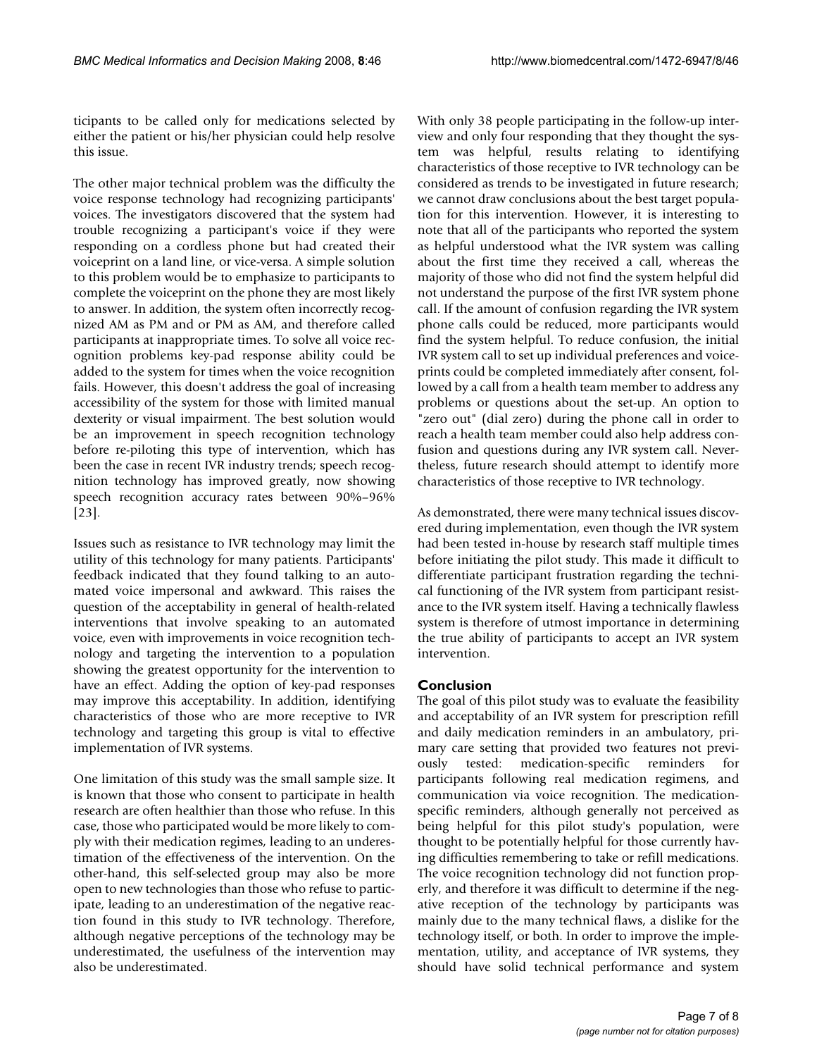ticipants to be called only for medications selected by either the patient or his/her physician could help resolve this issue.

The other major technical problem was the difficulty the voice response technology had recognizing participants' voices. The investigators discovered that the system had trouble recognizing a participant's voice if they were responding on a cordless phone but had created their voiceprint on a land line, or vice-versa. A simple solution to this problem would be to emphasize to participants to complete the voiceprint on the phone they are most likely to answer. In addition, the system often incorrectly recognized AM as PM and or PM as AM, and therefore called participants at inappropriate times. To solve all voice recognition problems key-pad response ability could be added to the system for times when the voice recognition fails. However, this doesn't address the goal of increasing accessibility of the system for those with limited manual dexterity or visual impairment. The best solution would be an improvement in speech recognition technology before re-piloting this type of intervention, which has been the case in recent IVR industry trends; speech recognition technology has improved greatly, now showing speech recognition accuracy rates between 90%–96% [23].

Issues such as resistance to IVR technology may limit the utility of this technology for many patients. Participants' feedback indicated that they found talking to an automated voice impersonal and awkward. This raises the question of the acceptability in general of health-related interventions that involve speaking to an automated voice, even with improvements in voice recognition technology and targeting the intervention to a population showing the greatest opportunity for the intervention to have an effect. Adding the option of key-pad responses may improve this acceptability. In addition, identifying characteristics of those who are more receptive to IVR technology and targeting this group is vital to effective implementation of IVR systems.

One limitation of this study was the small sample size. It is known that those who consent to participate in health research are often healthier than those who refuse. In this case, those who participated would be more likely to comply with their medication regimes, leading to an underestimation of the effectiveness of the intervention. On the other-hand, this self-selected group may also be more open to new technologies than those who refuse to participate, leading to an underestimation of the negative reaction found in this study to IVR technology. Therefore, although negative perceptions of the technology may be underestimated, the usefulness of the intervention may also be underestimated.

With only 38 people participating in the follow-up interview and only four responding that they thought the system was helpful, results relating to identifying characteristics of those receptive to IVR technology can be considered as trends to be investigated in future research; we cannot draw conclusions about the best target population for this intervention. However, it is interesting to note that all of the participants who reported the system as helpful understood what the IVR system was calling about the first time they received a call, whereas the majority of those who did not find the system helpful did not understand the purpose of the first IVR system phone call. If the amount of confusion regarding the IVR system phone calls could be reduced, more participants would find the system helpful. To reduce confusion, the initial IVR system call to set up individual preferences and voiceprints could be completed immediately after consent, followed by a call from a health team member to address any problems or questions about the set-up. An option to "zero out" (dial zero) during the phone call in order to reach a health team member could also help address confusion and questions during any IVR system call. Nevertheless, future research should attempt to identify more characteristics of those receptive to IVR technology.

As demonstrated, there were many technical issues discovered during implementation, even though the IVR system had been tested in-house by research staff multiple times before initiating the pilot study. This made it difficult to differentiate participant frustration regarding the technical functioning of the IVR system from participant resistance to the IVR system itself. Having a technically flawless system is therefore of utmost importance in determining the true ability of participants to accept an IVR system intervention.

## Conclusion

The goal of this pilot study was to evaluate the feasibility and acceptability of an IVR system for prescription refill and daily medication reminders in an ambulatory, primary care setting that provided two features not previously tested: medication-specific reminders for participants following real medication regimens, and communication via voice recognition. The medication-specific reminders, although generally not perceived as being helpful for this pilot study's population, were thought to be potentially helpful for those currently having difficulties remembering to take or refill medications. The voice recognition technology did not function properly, and therefore it was difficult to determine if the negative reception of the technology by participants was mainly due to the many technical flaws, a dislike for the technology itself, or both. In order to improve the implementation, utility, and acceptance of IVR systems, they should have solid technical performance and system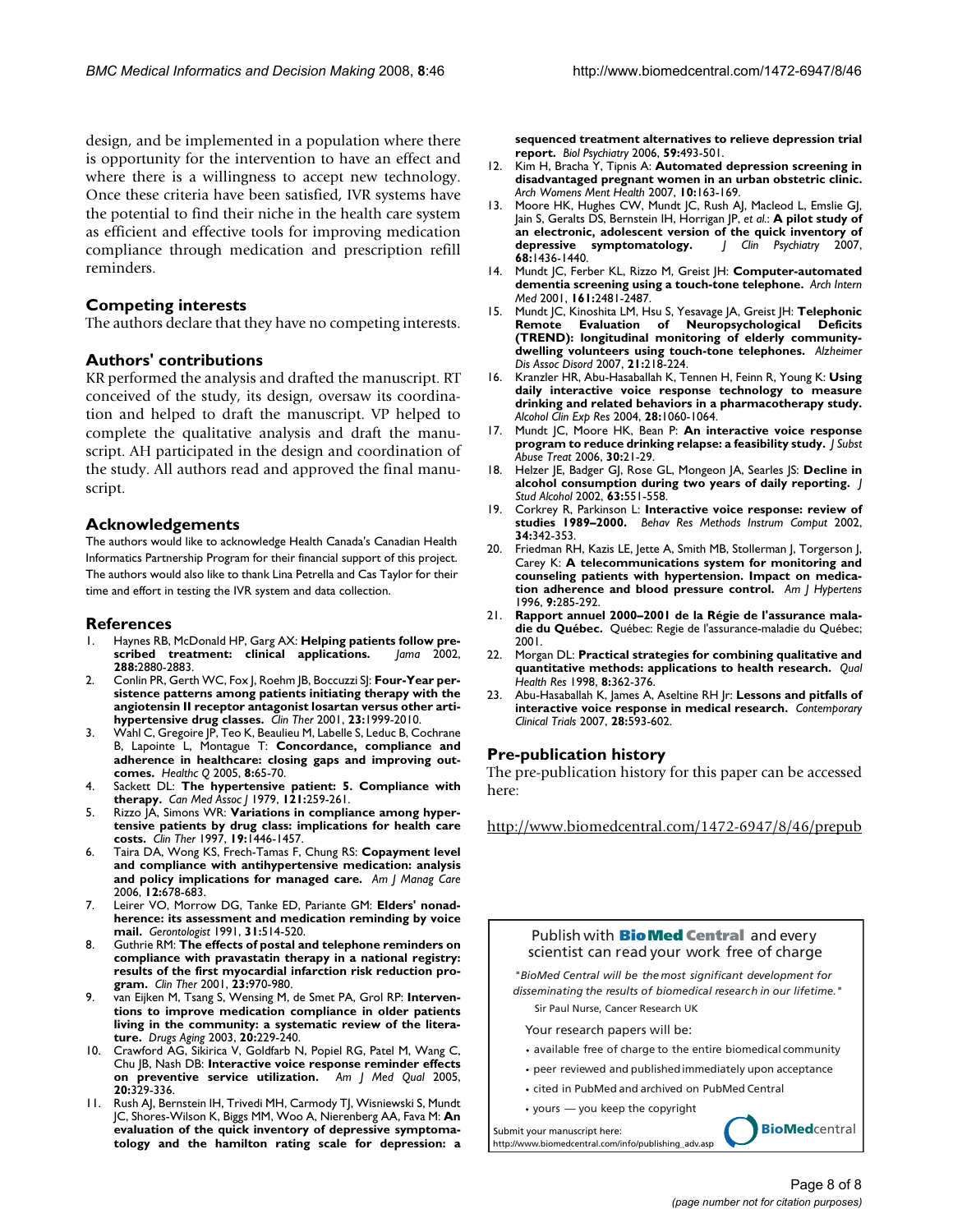design, and be implemented in a population where there is opportunity for the intervention to have an effect and where there is a willingness to accept new technology. Once these criteria have been satisfied, IVR systems have the potential to find their niche in the health care system as efficient and effective tools for improving medication compliance through medication and prescription refill reminders.

## Competing interests

The authors declare that they have no competing interests.

## Authors' contributions

KR performed the analysis and drafted the manuscript. RT conceived of the study, its design, oversaw its coordination and helped to draft the manuscript. VP helped to complete the qualitative analysis and draft the manuscript. AH participated in the design and coordination of the study. All authors read and approved the final manuscript.

## Acknowledgements

The authors would like to acknowledge Health Canada's Canadian Health Informatics Partnership Program for their financial support of this project. The authors would also like to thank Lina Petrella and Cas Taylor for their time and effort in testing the IVR system and data collection.

## References

1. Haynes RB, McDonald HP, Garg AX: **Helping patients follow prescribed treatment: clinical applications.** *Jama* 2002, **288:**2880-2883.
2. Conlin PR, Gerth WC, Fox J, Roehm JB, Boccuzzi SJ: **Four-Year persistence patterns among patients initiating therapy with the angiotensin II receptor antagonist losartan versus other artihypertensive drug classes.** *Clin Ther* 2001, **23:**1999-2010.
3. Wahl C, Gregoire JP, Teo K, Beaulieu M, Labelle S, Leduc B, Cochrane B, Lapointe L, Montague T: **Concordance, compliance and adherence in healthcare: closing gaps and improving outcomes.** *Healthc Q* 2005, **8:**65-70.
4. Sackett DL: **The hypertensive patient: 5. Compliance with therapy.** *Can Med Assoc J* 1979, **121:**259-261.
5. Rizzo JA, Simons WR: **Variations in compliance among hypertensive patients by drug class: implications for health care costs.** *Clin Ther* 1997, **19:**1446-1457.
6. Taira DA, Wong KS, Frech-Tamas F, Chung RS: **Copayment level and compliance with antihypertensive medication: analysis and policy implications for managed care.** *Am J Manag Care* 2006, **12:**678-683.
7. Leirer VO, Morrow DG, Tanke ED, Pariante GM: **Elders' nonadherence: its assessment and medication reminding by voice mail.** *Gerontologist* 1991, **31:**514-520.
8. Guthrie RM: **The effects of postal and telephone reminders on compliance with pravastatin therapy in a national registry: results of the first myocardial infarction risk reduction program.** *Clin Ther* 2001, **23:**970-980.
9. van Eijken M, Tsang S, Wensing M, de Smet PA, Grol RP: **Interventions to improve medication compliance in older patients living in the community: a systematic review of the literature.** *Drugs Aging* 2003, **20:**229-240.
10. Crawford AG, Sikirica V, Goldfarb N, Popiel RG, Patel M, Wang C, Chu JB, Nash DB: **Interactive voice response reminder effects on preventive service utilization.** *Am J Med Qual* 2005, **20:**329-336.
11. Rush AJ, Bernstein IH, Trivedi MH, Carmody TJ, Wisniewski S, Mundt JC, Shores-Wilson K, Biggs MM, Woo A, Nierenberg AA, Fava M: **An evaluation of the quick inventory of depressive symptomatology and the hamilton rating scale for depression: a sequenced treatment alternatives to relieve depression trial report.** *Biol Psychiatry* 2006, **59:**493-501.
12. Kim H, Bracha Y, Tipnis A: **Automated depression screening in disadvantaged pregnant women in an urban obstetric clinic.** *Arch Womens Ment Health* 2007, **10:**163-169.
13. Moore HK, Hughes CW, Mundt JC, Rush AJ, Macleod L, Emslie GJ, Jain S, Geralts DS, Bernstein IH, Horrigan JP, *et al.*: **A pilot study of an electronic, adolescent version of the quick inventory of depressive symptomatology.** *J Clin Psychiatry* 2007, **68:**1436-1440.
14. Mundt JC, Ferber KL, Rizzo M, Greist JH: **Computer-automated dementia screening using a touch-tone telephone.** *Arch Intern Med* 2001, **161:**2481-2487.
15. Mundt JC, Kinoshita LM, Hsu S, Yesavage JA, Greist JH: **Telephonic Remote Evaluation of Neuropsychological Deficits (TREND): longitudinal monitoring of elderly community-dwelling volunteers using touch-tone telephones.** *Alzheimer Dis Assoc Disord* 2007, **21:**218-224.
16. Kranzler HR, Abu-Hasaballah K, Tennen H, Feinn R, Young K: **Using daily interactive voice response technology to measure drinking and related behaviors in a pharmacotherapy study.** *Alcohol Clin Exp Res* 2004, **28:**1060-1064.
17. Mundt JC, Moore HK, Bean P: **An interactive voice response program to reduce drinking relapse: a feasibility study.** *J Subst Abuse Treat* 2006, **30:**21-29.
18. Helzer JE, Badger GJ, Rose GL, Mongeon JA, Searles JS: **Decline in alcohol consumption during two years of daily reporting.** *J Stud Alcohol* 2002, **63:**551-558.
19. Corkrey R, Parkinson L: **Interactive voice response: review of studies 1989–2000.** *Behav Res Methods Instrum Comput* 2002, **34:**342-353.
20. Friedman RH, Kazis LE, Jette A, Smith MB, Stollerman J, Torgerson J, Carey K: **A telecommunications system for monitoring and counseling patients with hypertension. Impact on medication adherence and blood pressure control.** *Am J Hypertens* 1996, **9:**285-292.
21. **Rapport annuel 2000–2001 de la Régie de l'assurance maladie du Québec.** Québec: Regie de l'assurance-maladie du Québec; 2001.
22. Morgan DL: **Practical strategies for combining qualitative and quantitative methods: applications to health research.** *Qual Health Res* 1998, **8:**362-376.
23. Abu-Hasaballah K, James A, Aseltine RH Jr: **Lessons and pitfalls of interactive voice response in medical research.** *Contemporary Clinical Trials* 2007, **28:**593-602.

## Pre-publication history

The pre-publication history for this paper can be accessed here:

http://www.biomedcentral.com/1472-6947/8/46/prepub

Publish with **BioMed Central** and every scientist can read your work free of charge

*"BioMed Central will be the most significant development for disseminating the results of biomedical research in our lifetime."*

Sir Paul Nurse, Cancer Research UK

Your research papers will be:

- available free of charge to the entire biomedical community
- peer reviewed and published immediately upon acceptance
- cited in PubMed and archived on PubMed Central
- yours — you keep the copyright

Submit your manuscript here:
http://www.biomedcentral.com/info/publishing_adv.asp

BioMedcentral